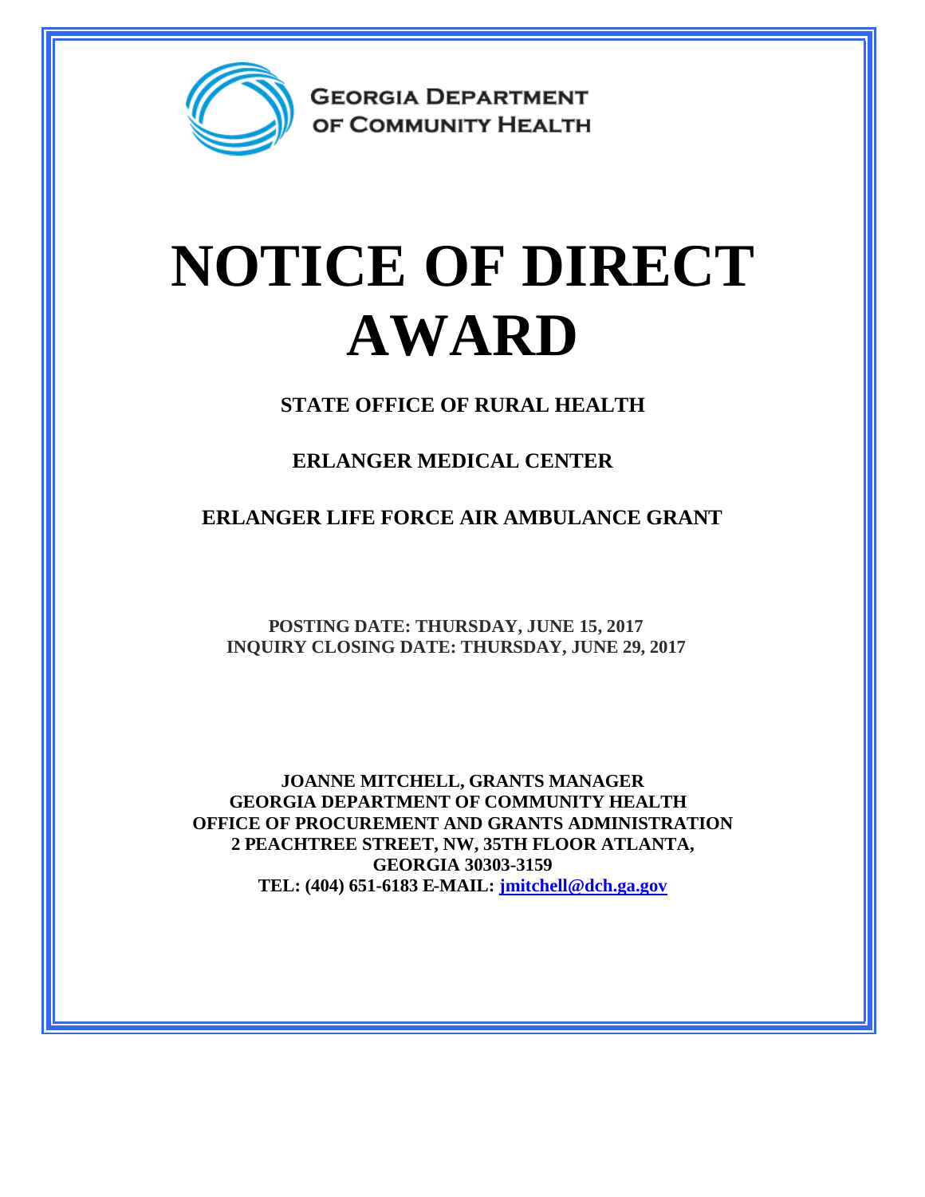GEORGIA DEPARTMENT OF COMMUNITY HEALTH

# NOTICE OF DIRECT AWARD

**STATE OFFICE OF RURAL HEALTH**

**ERLANGER MEDICAL CENTER**

**ERLANGER LIFE FORCE AIR AMBULANCE GRANT**

**POSTING DATE: THURSDAY, JUNE 15, 2017**
**INQUIRY CLOSING DATE: THURSDAY, JUNE 29, 2017**

**JOANNE MITCHELL, GRANTS MANAGER**
**GEORGIA DEPARTMENT OF COMMUNITY HEALTH**
**OFFICE OF PROCUREMENT AND GRANTS ADMINISTRATION**
**2 PEACHTREE STREET, NW, 35TH FLOOR ATLANTA,**
**GEORGIA 30303-3159**
**TEL: (404) 651-6183 E-MAIL: jmitchell@dch.ga.gov**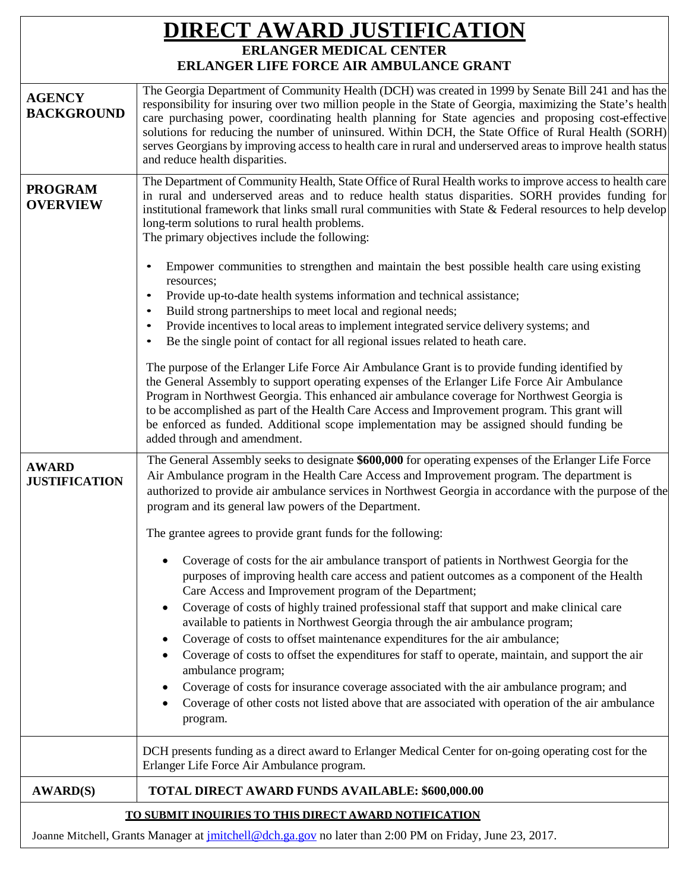# DIRECT AWARD JUSTIFICATION

## ERLANGER MEDICAL CENTER

## ERLANGER LIFE FORCE AIR AMBULANCE GRANT

| | |
|---|---|
| **AGENCY BACKGROUND** | The Georgia Department of Community Health (DCH) was created in 1999 by Senate Bill 241 and has the responsibility for insuring over two million people in the State of Georgia, maximizing the State's health care purchasing power, coordinating health planning for State agencies and proposing cost-effective solutions for reducing the number of uninsured. Within DCH, the State Office of Rural Health (SORH) serves Georgians by improving access to health care in rural and underserved areas to improve health status and reduce health disparities. |
| **PROGRAM OVERVIEW** | The Department of Community Health, State Office of Rural Health works to improve access to health care in rural and underserved areas and to reduce health status disparities. SORH provides funding for institutional framework that links small rural communities with State & Federal resources to help develop long-term solutions to rural health problems.<br>The primary objectives include the following:<br>• Empower communities to strengthen and maintain the best possible health care using existing resources;<br>• Provide up-to-date health systems information and technical assistance;<br>• Build strong partnerships to meet local and regional needs;<br>• Provide incentives to local areas to implement integrated service delivery systems; and<br>• Be the single point of contact for all regional issues related to heath care.<br><br>The purpose of the Erlanger Life Force Air Ambulance Grant is to provide funding identified by the General Assembly to support operating expenses of the Erlanger Life Force Air Ambulance Program in Northwest Georgia. This enhanced air ambulance coverage for Northwest Georgia is to be accomplished as part of the Health Care Access and Improvement program. This grant will be enforced as funded. Additional scope implementation may be assigned should funding be added through and amendment. |
| **AWARD JUSTIFICATION** | The General Assembly seeks to designate **$600,000** for operating expenses of the Erlanger Life Force Air Ambulance program in the Health Care Access and Improvement program. The department is authorized to provide air ambulance services in Northwest Georgia in accordance with the purpose of the program and its general law powers of the Department.<br><br>The grantee agrees to provide grant funds for the following:<br>• Coverage of costs for the air ambulance transport of patients in Northwest Georgia for the purposes of improving health care access and patient outcomes as a component of the Health Care Access and Improvement program of the Department;<br>• Coverage of costs of highly trained professional staff that support and make clinical care available to patients in Northwest Georgia through the air ambulance program;<br>• Coverage of costs to offset maintenance expenditures for the air ambulance;<br>• Coverage of costs to offset the expenditures for staff to operate, maintain, and support the air ambulance program;<br>• Coverage of costs for insurance coverage associated with the air ambulance program; and<br>• Coverage of other costs not listed above that are associated with operation of the air ambulance program. |
| | DCH presents funding as a direct award to Erlanger Medical Center for on-going operating cost for the Erlanger Life Force Air Ambulance program. |
| **AWARD(S)** | **TOTAL DIRECT AWARD FUNDS AVAILABLE: $600,000.00** |

**TO SUBMIT INQUIRIES TO THIS DIRECT AWARD NOTIFICATION**

Joanne Mitchell, Grants Manager at jmitchell@dch.ga.gov no later than 2:00 PM on Friday, June 23, 2017.